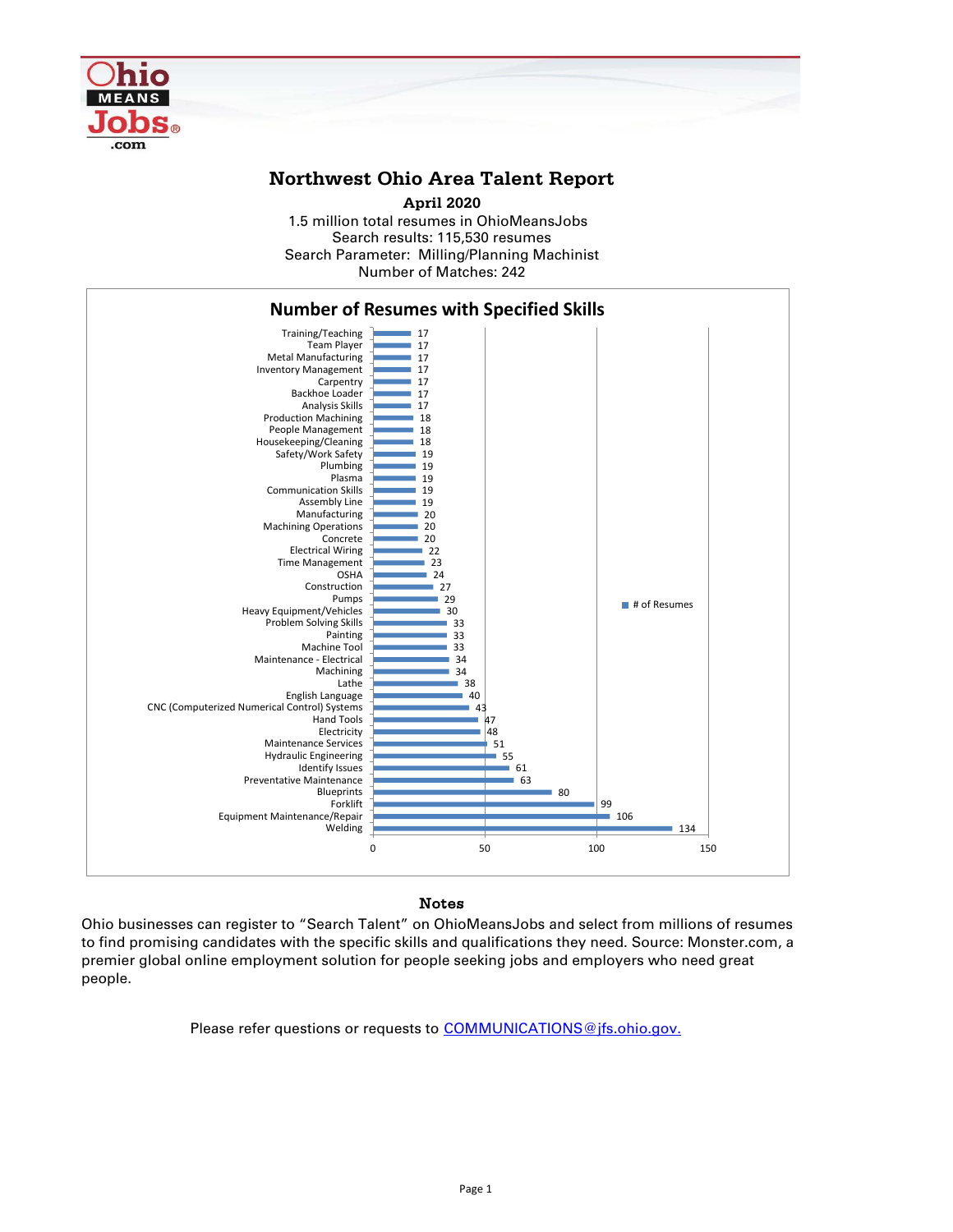# Northwest Ohio Area Talent Report

**April 2020**

1.5 million total resumes in OhioMeansJobs
Search results: 115,530 resumes
Search Parameter: Milling/Planning Machinist
Number of Matches: 242

## Number of Resumes with Specified Skills

| Skill | # of Resumes |
|---|---|
| Training/Teaching | 17 |
| Team Player | 17 |
| Metal Manufacturing | 17 |
| Inventory Management | 17 |
| Carpentry | 17 |
| Backhoe Loader | 17 |
| Analysis Skills | 17 |
| Production Machining | 18 |
| People Management | 18 |
| Housekeeping/Cleaning | 18 |
| Safety/Work Safety | 19 |
| Plumbing | 19 |
| Plasma | 19 |
| Communication Skills | 19 |
| Assembly Line | 19 |
| Manufacturing | 20 |
| Machining Operations | 20 |
| Concrete | 20 |
| Electrical Wiring | 22 |
| Time Management | 23 |
| OSHA | 24 |
| Construction | 27 |
| Pumps | 29 |
| Heavy Equipment/Vehicles | 30 |
| Problem Solving Skills | 33 |
| Painting | 33 |
| Machine Tool | 33 |
| Maintenance - Electrical | 34 |
| Machining | 34 |
| Lathe | 38 |
| English Language | 40 |
| CNC (Computerized Numerical Control) Systems | 43 |
| Hand Tools | 47 |
| Electricity | 48 |
| Maintenance Services | 51 |
| Hydraulic Engineering | 55 |
| Identify Issues | 61 |
| Preventative Maintenance | 63 |
| Blueprints | 80 |
| Forklift | 99 |
| Equipment Maintenance/Repair | 106 |
| Welding | 134 |

### Notes

Ohio businesses can register to "Search Talent" on OhioMeansJobs and select from millions of resumes to find promising candidates with the specific skills and qualifications they need. Source: Monster.com, a premier global online employment solution for people seeking jobs and employers who need great people.

Please refer questions or requests to COMMUNICATIONS@jfs.ohio.gov.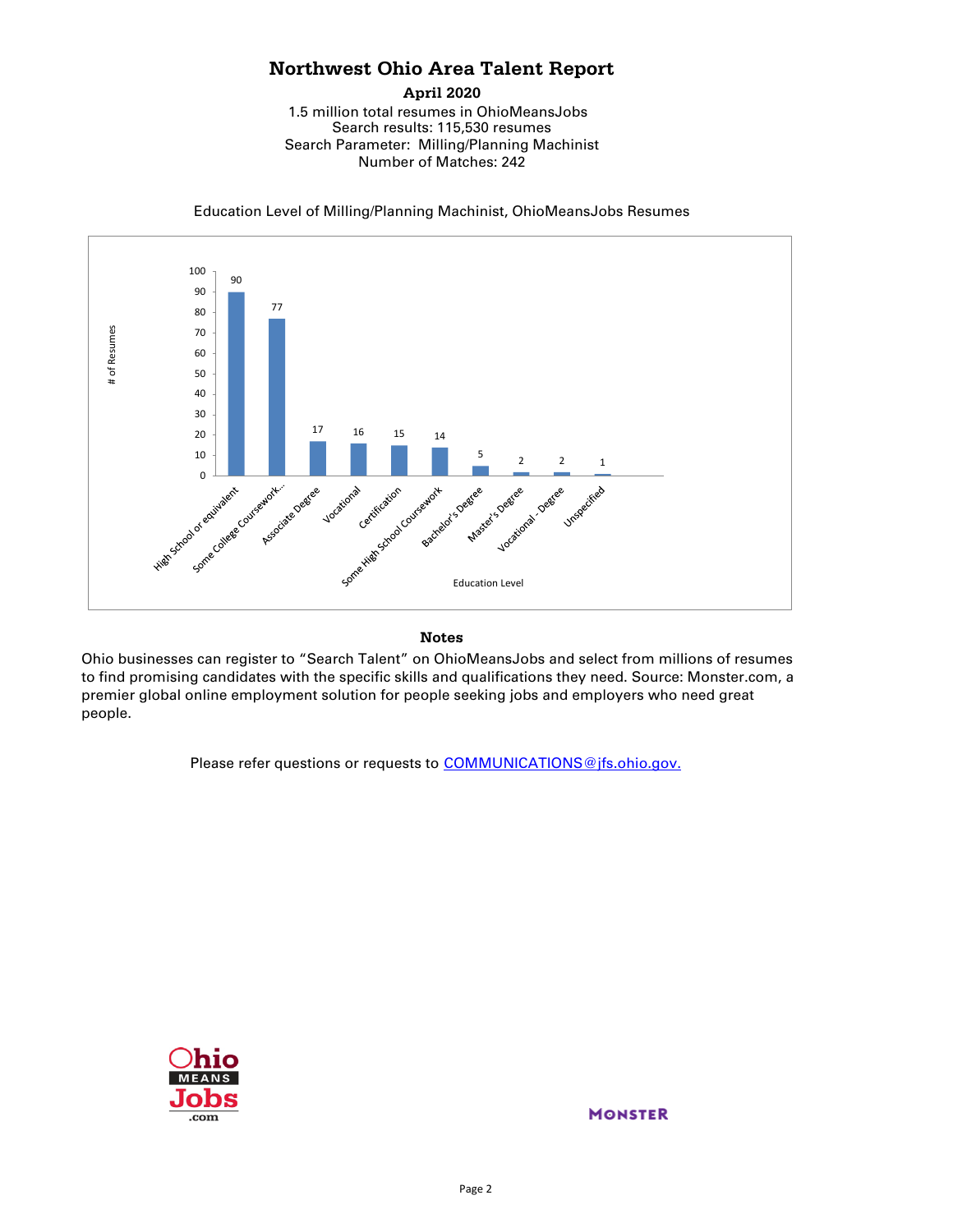# Northwest Ohio Area Talent Report

**April 2020**

1.5 million total resumes in OhioMeansJobs
Search results: 115,530 resumes
Search Parameter: Milling/Planning Machinist
Number of Matches: 242

Education Level of Milling/Planning Machinist, OhioMeansJobs Resumes

# of Resumes

100
90
80
70
60
50
40
30
20
10
0

90
77
17
16
15
14
5
2
2
1

High School or equivalent
Some College Coursework...
Associate Degree
Vocational
Certification
Some High School Coursework
Bachelor's Degree
Master's Degree
Vocational - Degree
Unspecified

Education Level

**Notes**

Ohio businesses can register to "Search Talent" on OhioMeansJobs and select from millions of resumes to find promising candidates with the specific skills and qualifications they need. Source: Monster.com, a premier global online employment solution for people seeking jobs and employers who need great people.

Please refer questions or requests to COMMUNICATIONS@jfs.ohio.gov.

Ohio MEANS Jobs .com

MONSTER